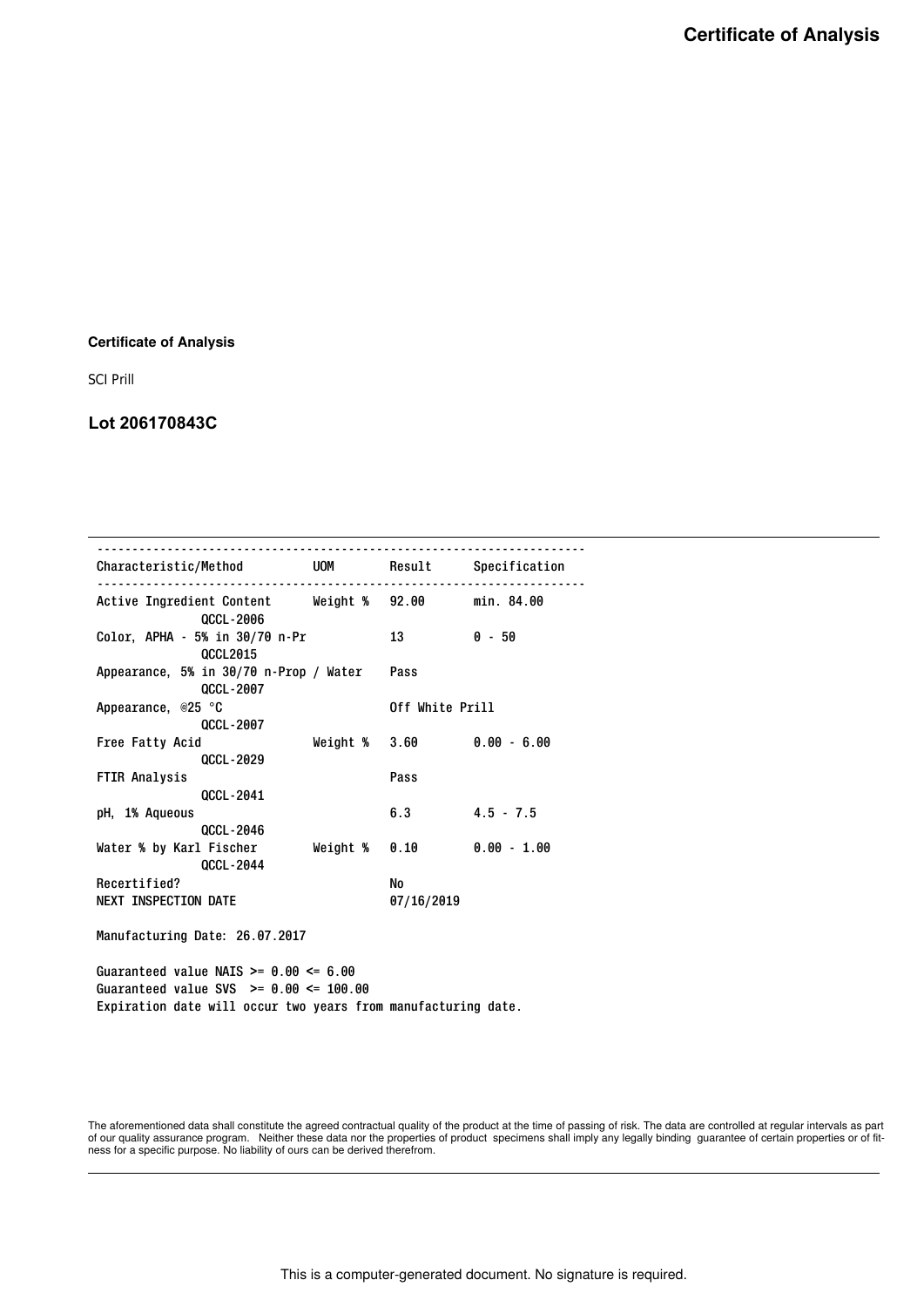# Certificate of Analysis

**Certificate of Analysis**

SCI Prill

### Lot 206170843C

| Characteristic/Method | UOM | Result | Specification |
|---|---|---|---|
| Active Ingredient Content<br>QCCL-2006 | Weight % | 92.00 | min. 84.00 |
| Color, APHA - 5% in 30/70 n-Pr<br>QCCL2015 | | 13 | 0 - 50 |
| Appearance, 5% in 30/70 n-Prop / Water<br>QCCL-2007 | | Pass | |
| Appearance, @25 °C<br>QCCL-2007 | | Off White Prill | |
| Free Fatty Acid<br>QCCL-2029 | Weight % | 3.60 | 0.00 - 6.00 |
| FTIR Analysis<br>QCCL-2041 | | Pass | |
| pH, 1% Aqueous<br>QCCL-2046 | | 6.3 | 4.5 - 7.5 |
| Water % by Karl Fischer<br>QCCL-2044 | Weight % | 0.10 | 0.00 - 1.00 |
| Recertified? | | No | |
| NEXT INSPECTION DATE | | 07/16/2019 | |

Manufacturing Date: 26.07.2017

Guaranteed value NAIS >= 0.00 <= 6.00
Guaranteed value SVS >= 0.00 <= 100.00
Expiration date will occur two years from manufacturing date.

The aforementioned data shall constitute the agreed contractual quality of the product at the time of passing of risk. The data are controlled at regular intervals as part of our quality assurance program. Neither these data nor the properties of product specimens shall imply any legally binding guarantee of certain properties or of fitness for a specific purpose. No liability of ours can be derived therefrom.

This is a computer-generated document. No signature is required.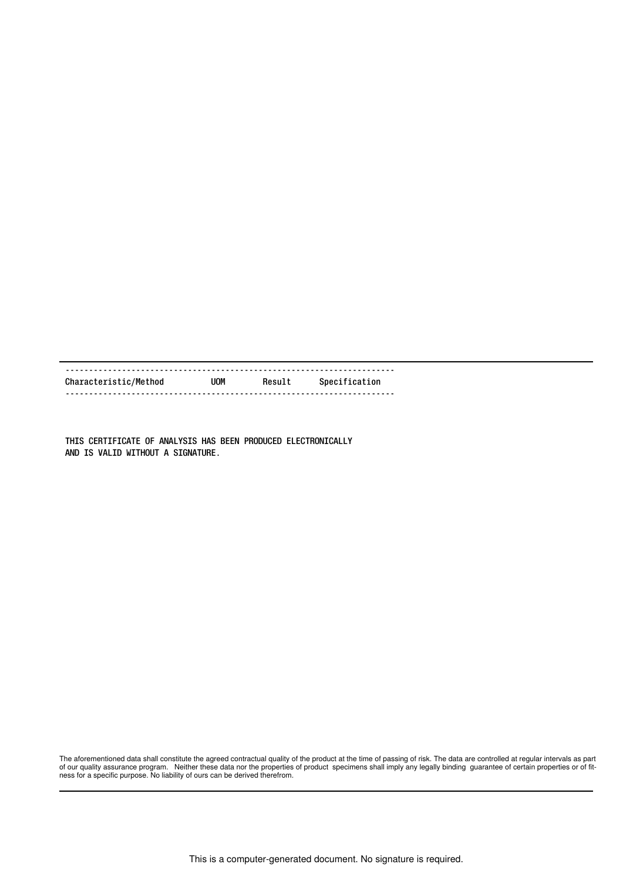| Characteristic/Method | UOM | Result | Specification |
|---|---|---|---|

THIS CERTIFICATE OF ANALYSIS HAS BEEN PRODUCED ELECTRONICALLY
AND IS VALID WITHOUT A SIGNATURE.

The aforementioned data shall constitute the agreed contractual quality of the product at the time of passing of risk. The data are controlled at regular intervals as part of our quality assurance program. Neither these data nor the properties of product specimens shall imply any legally binding guarantee of certain properties or of fitness for a specific purpose. No liability of ours can be derived therefrom.

This is a computer-generated document. No signature is required.